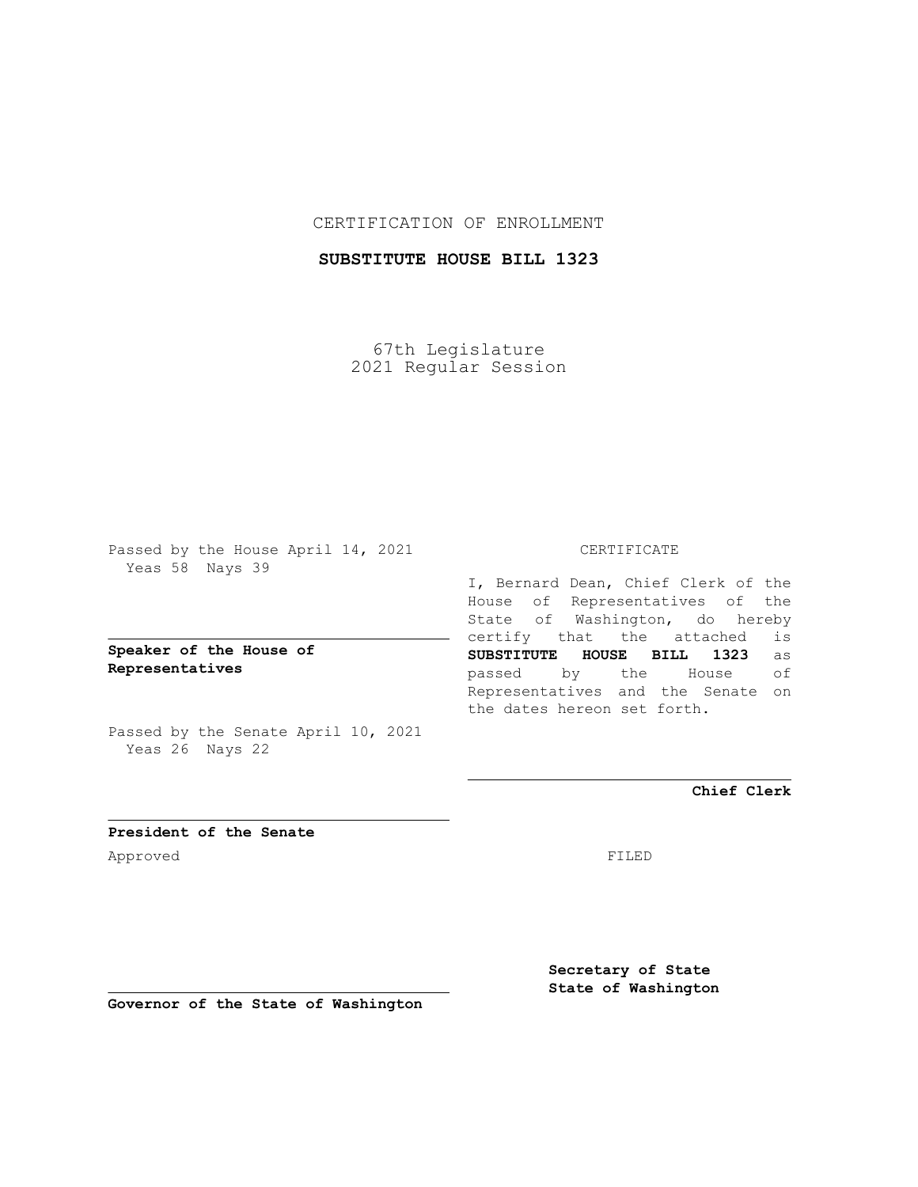CERTIFICATION OF ENROLLMENT

**SUBSTITUTE HOUSE BILL 1323**

67th Legislature
2021 Regular Session

Passed by the House April 14, 2021
Yeas 58 Nays 39

**Speaker of the House of Representatives**

Passed by the Senate April 10, 2021
Yeas 26 Nays 22

**President of the Senate**

Approved

**Governor of the State of Washington**

CERTIFICATE

I, Bernard Dean, Chief Clerk of the House of Representatives of the State of Washington, do hereby certify that the attached is **SUBSTITUTE HOUSE BILL 1323** as passed by the House of Representatives and the Senate on the dates hereon set forth.

**Chief Clerk**

FILED

**Secretary of State**
**State of Washington**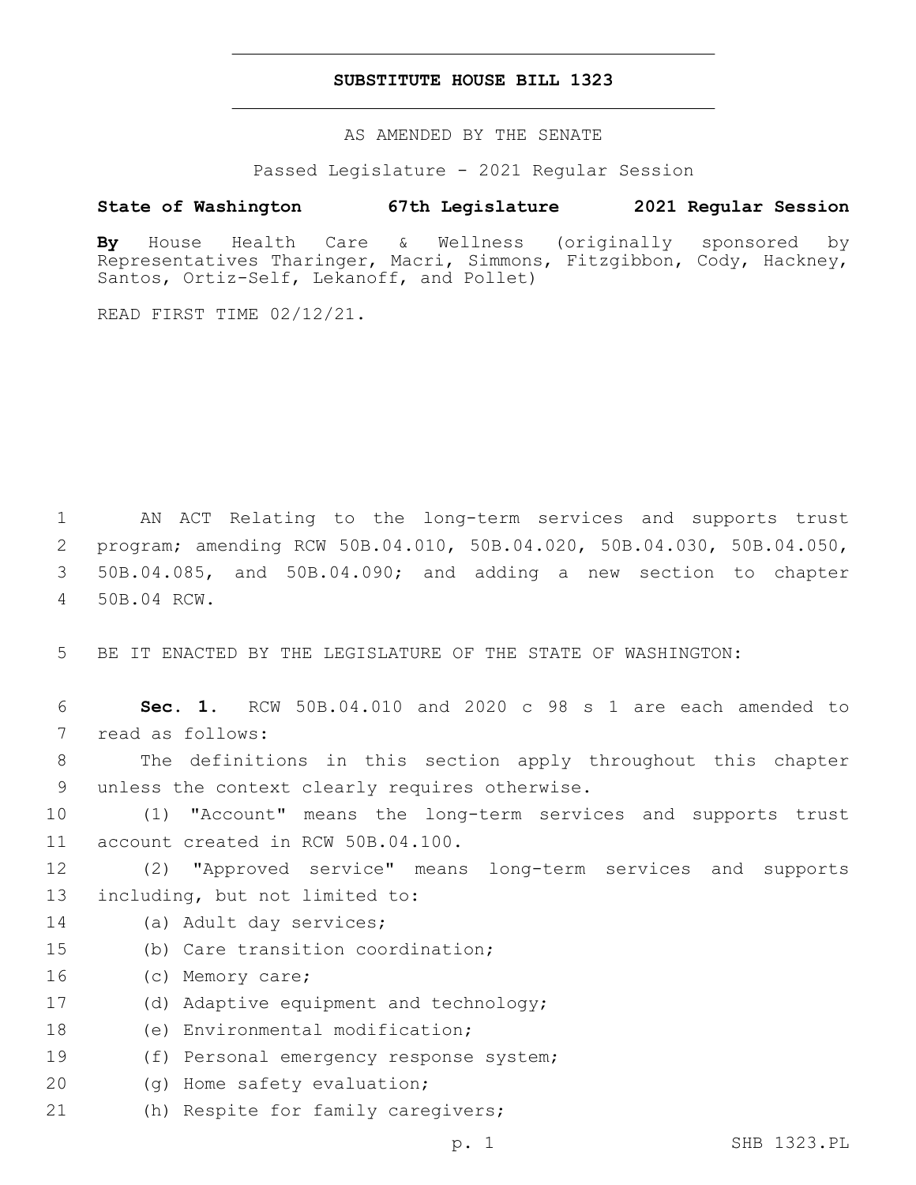# SUBSTITUTE HOUSE BILL 1323

AS AMENDED BY THE SENATE

Passed Legislature - 2021 Regular Session

**State of Washington 67th Legislature 2021 Regular Session**

**By** House Health Care & Wellness (originally sponsored by Representatives Tharinger, Macri, Simmons, Fitzgibbon, Cody, Hackney, Santos, Ortiz-Self, Lekanoff, and Pollet)

READ FIRST TIME 02/12/21.

AN ACT Relating to the long-term services and supports trust program; amending RCW 50B.04.010, 50B.04.020, 50B.04.030, 50B.04.050, 50B.04.085, and 50B.04.090; and adding a new section to chapter 50B.04 RCW.

BE IT ENACTED BY THE LEGISLATURE OF THE STATE OF WASHINGTON:

**Sec. 1.** RCW 50B.04.010 and 2020 c 98 s 1 are each amended to read as follows:

The definitions in this section apply throughout this chapter unless the context clearly requires otherwise.

(1) "Account" means the long-term services and supports trust account created in RCW 50B.04.100.

(2) "Approved service" means long-term services and supports including, but not limited to:

(a) Adult day services;

(b) Care transition coordination;

(c) Memory care;

(d) Adaptive equipment and technology;

(e) Environmental modification;

(f) Personal emergency response system;

(g) Home safety evaluation;

(h) Respite for family caregivers;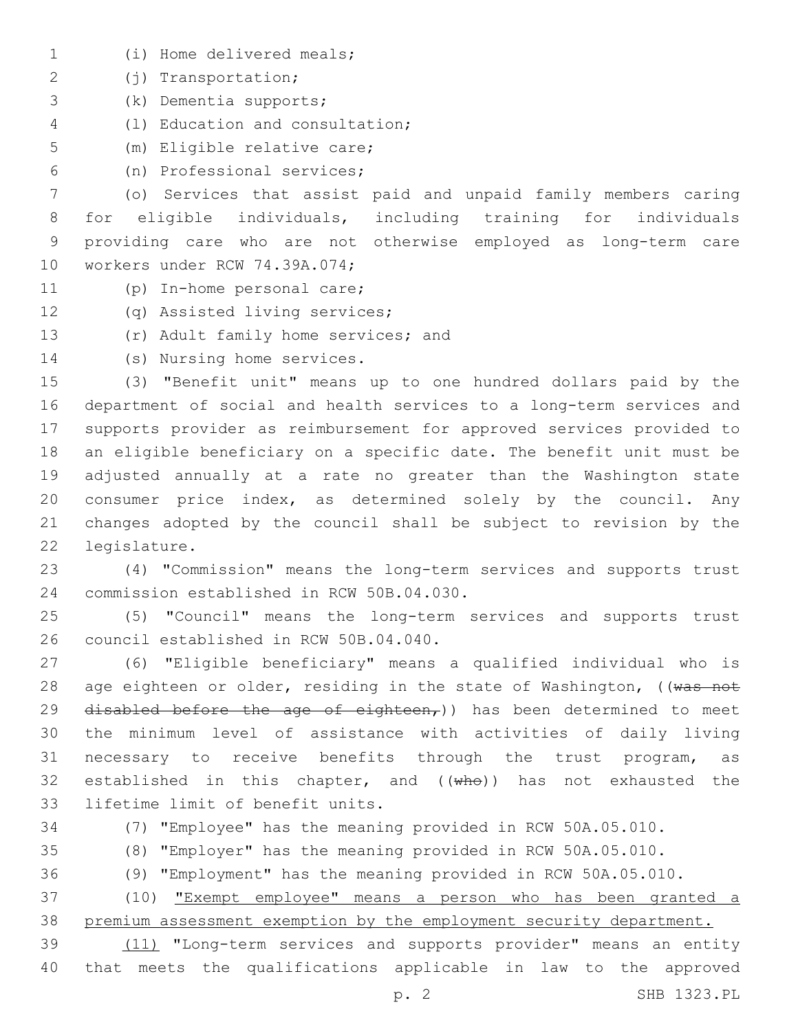(i) Home delivered meals;

(j) Transportation;

(k) Dementia supports;

(l) Education and consultation;

(m) Eligible relative care;

(n) Professional services;

(o) Services that assist paid and unpaid family members caring for eligible individuals, including training for individuals providing care who are not otherwise employed as long-term care workers under RCW 74.39A.074;

(p) In-home personal care;

(q) Assisted living services;

(r) Adult family home services; and

(s) Nursing home services.

(3) "Benefit unit" means up to one hundred dollars paid by the department of social and health services to a long-term services and supports provider as reimbursement for approved services provided to an eligible beneficiary on a specific date. The benefit unit must be adjusted annually at a rate no greater than the Washington state consumer price index, as determined solely by the council. Any changes adopted by the council shall be subject to revision by the legislature.

(4) "Commission" means the long-term services and supports trust commission established in RCW 50B.04.030.

(5) "Council" means the long-term services and supports trust council established in RCW 50B.04.040.

(6) "Eligible beneficiary" means a qualified individual who is age eighteen or older, residing in the state of Washington, ((~~was not disabled before the age of eighteen,~~)) has been determined to meet the minimum level of assistance with activities of daily living necessary to receive benefits through the trust program, as established in this chapter, and ((~~who~~)) has not exhausted the lifetime limit of benefit units.

(7) "Employee" has the meaning provided in RCW 50A.05.010.

(8) "Employer" has the meaning provided in RCW 50A.05.010.

(9) "Employment" has the meaning provided in RCW 50A.05.010.

(10) <u>"Exempt employee" means a person who has been granted a premium assessment exemption by the employment security department.</u>

<u>(11)</u> "Long-term services and supports provider" means an entity that meets the qualifications applicable in law to the approved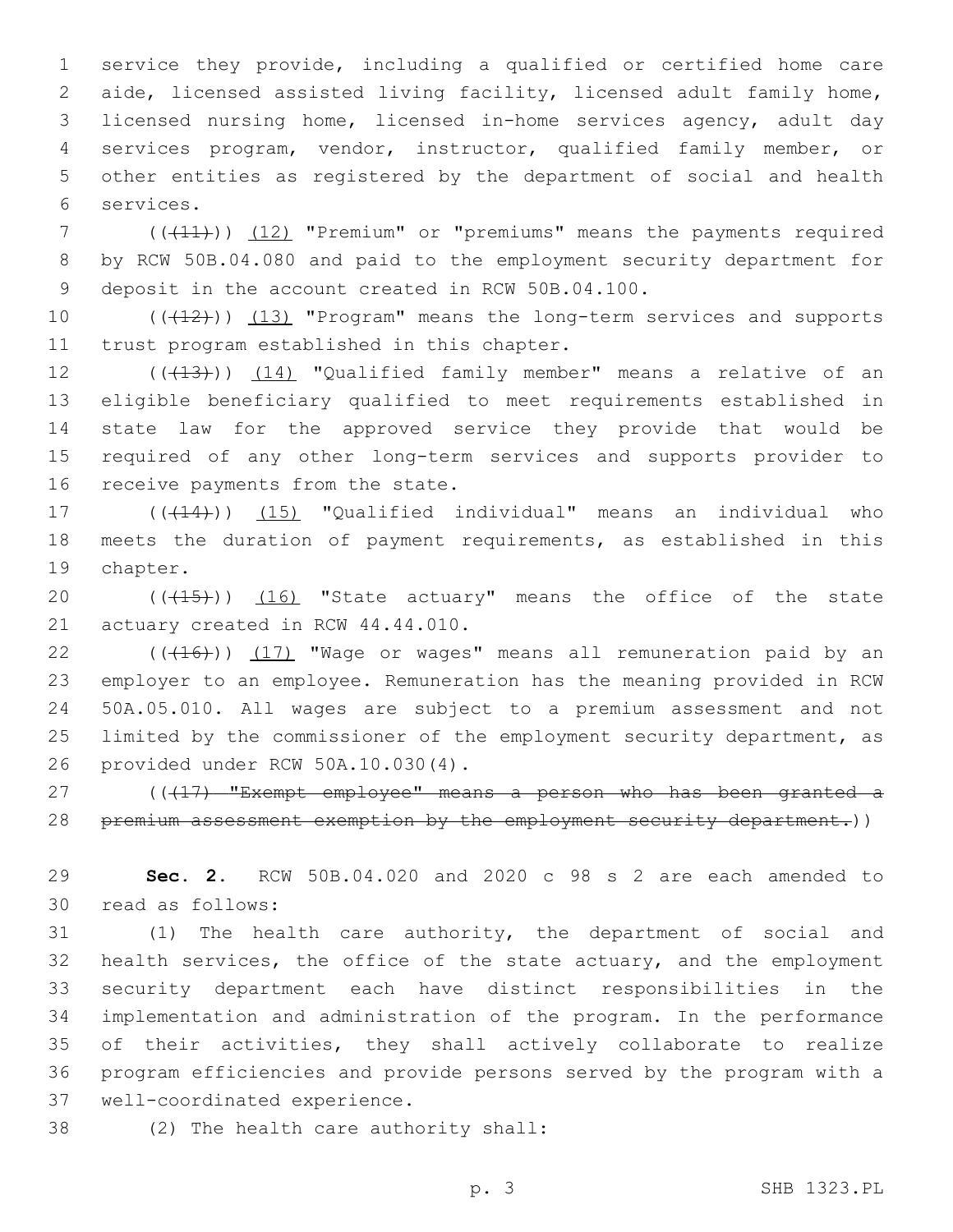service they provide, including a qualified or certified home care aide, licensed assisted living facility, licensed adult family home, licensed nursing home, licensed in-home services agency, adult day services program, vendor, instructor, qualified family member, or other entities as registered by the department of social and health services.

(((11))) (12) "Premium" or "premiums" means the payments required by RCW 50B.04.080 and paid to the employment security department for deposit in the account created in RCW 50B.04.100.

(((12))) (13) "Program" means the long-term services and supports trust program established in this chapter.

(((13))) (14) "Qualified family member" means a relative of an eligible beneficiary qualified to meet requirements established in state law for the approved service they provide that would be required of any other long-term services and supports provider to receive payments from the state.

(((14))) (15) "Qualified individual" means an individual who meets the duration of payment requirements, as established in this chapter.

(((15))) (16) "State actuary" means the office of the state actuary created in RCW 44.44.010.

(((16))) (17) "Wage or wages" means all remuneration paid by an employer to an employee. Remuneration has the meaning provided in RCW 50A.05.010. All wages are subject to a premium assessment and not limited by the commissioner of the employment security department, as provided under RCW 50A.10.030(4).

(((17) "Exempt employee" means a person who has been granted a premium assessment exemption by the employment security department.))

**Sec. 2.** RCW 50B.04.020 and 2020 c 98 s 2 are each amended to read as follows:

(1) The health care authority, the department of social and health services, the office of the state actuary, and the employment security department each have distinct responsibilities in the implementation and administration of the program. In the performance of their activities, they shall actively collaborate to realize program efficiencies and provide persons served by the program with a well-coordinated experience.

(2) The health care authority shall: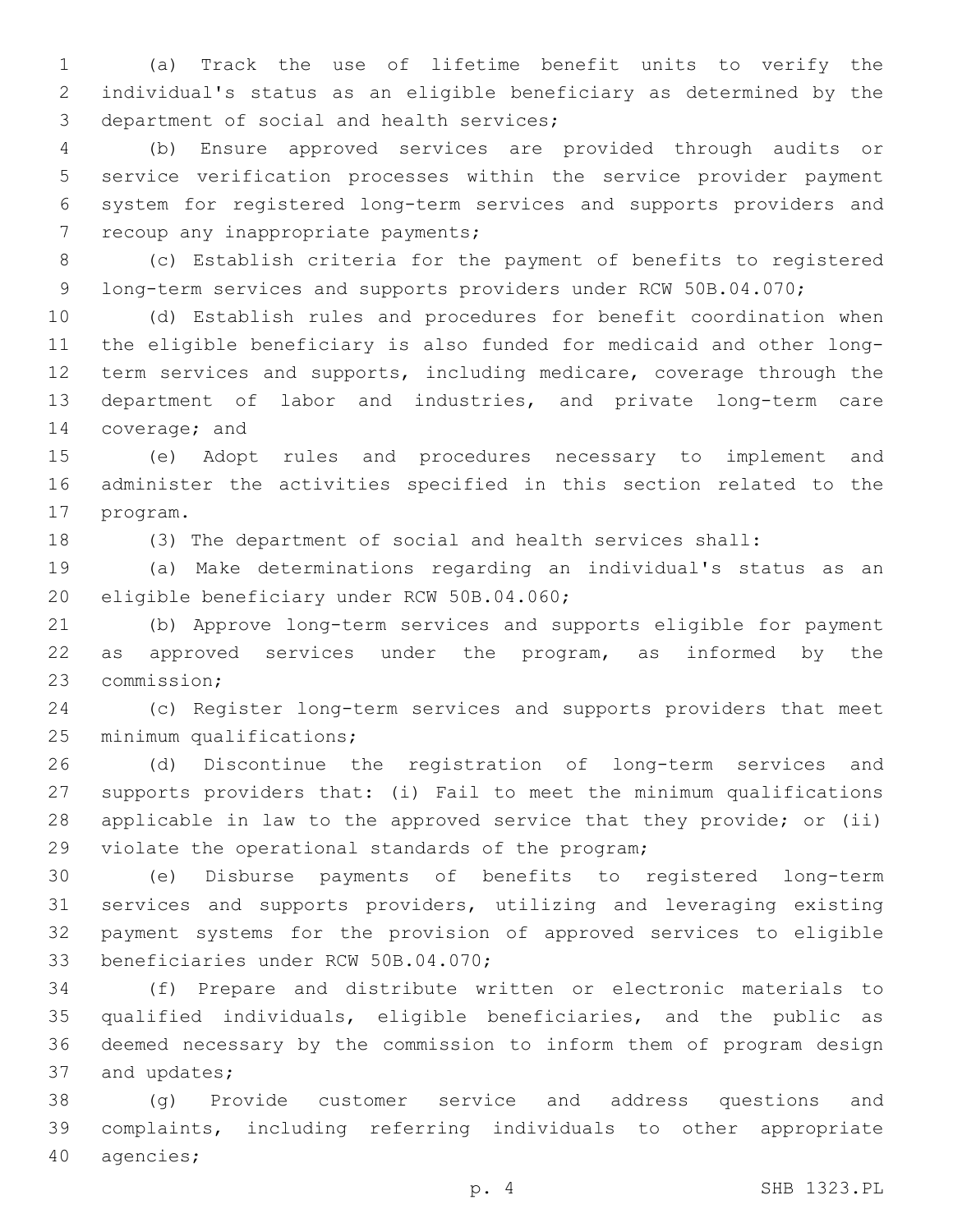(a) Track the use of lifetime benefit units to verify the individual's status as an eligible beneficiary as determined by the department of social and health services;

(b) Ensure approved services are provided through audits or service verification processes within the service provider payment system for registered long-term services and supports providers and recoup any inappropriate payments;

(c) Establish criteria for the payment of benefits to registered long-term services and supports providers under RCW 50B.04.070;

(d) Establish rules and procedures for benefit coordination when the eligible beneficiary is also funded for medicaid and other long-term services and supports, including medicare, coverage through the department of labor and industries, and private long-term care coverage; and

(e) Adopt rules and procedures necessary to implement and administer the activities specified in this section related to the program.

(3) The department of social and health services shall:

(a) Make determinations regarding an individual's status as an eligible beneficiary under RCW 50B.04.060;

(b) Approve long-term services and supports eligible for payment as approved services under the program, as informed by the commission;

(c) Register long-term services and supports providers that meet minimum qualifications;

(d) Discontinue the registration of long-term services and supports providers that: (i) Fail to meet the minimum qualifications applicable in law to the approved service that they provide; or (ii) violate the operational standards of the program;

(e) Disburse payments of benefits to registered long-term services and supports providers, utilizing and leveraging existing payment systems for the provision of approved services to eligible beneficiaries under RCW 50B.04.070;

(f) Prepare and distribute written or electronic materials to qualified individuals, eligible beneficiaries, and the public as deemed necessary by the commission to inform them of program design and updates;

(g) Provide customer service and address questions and complaints, including referring individuals to other appropriate agencies;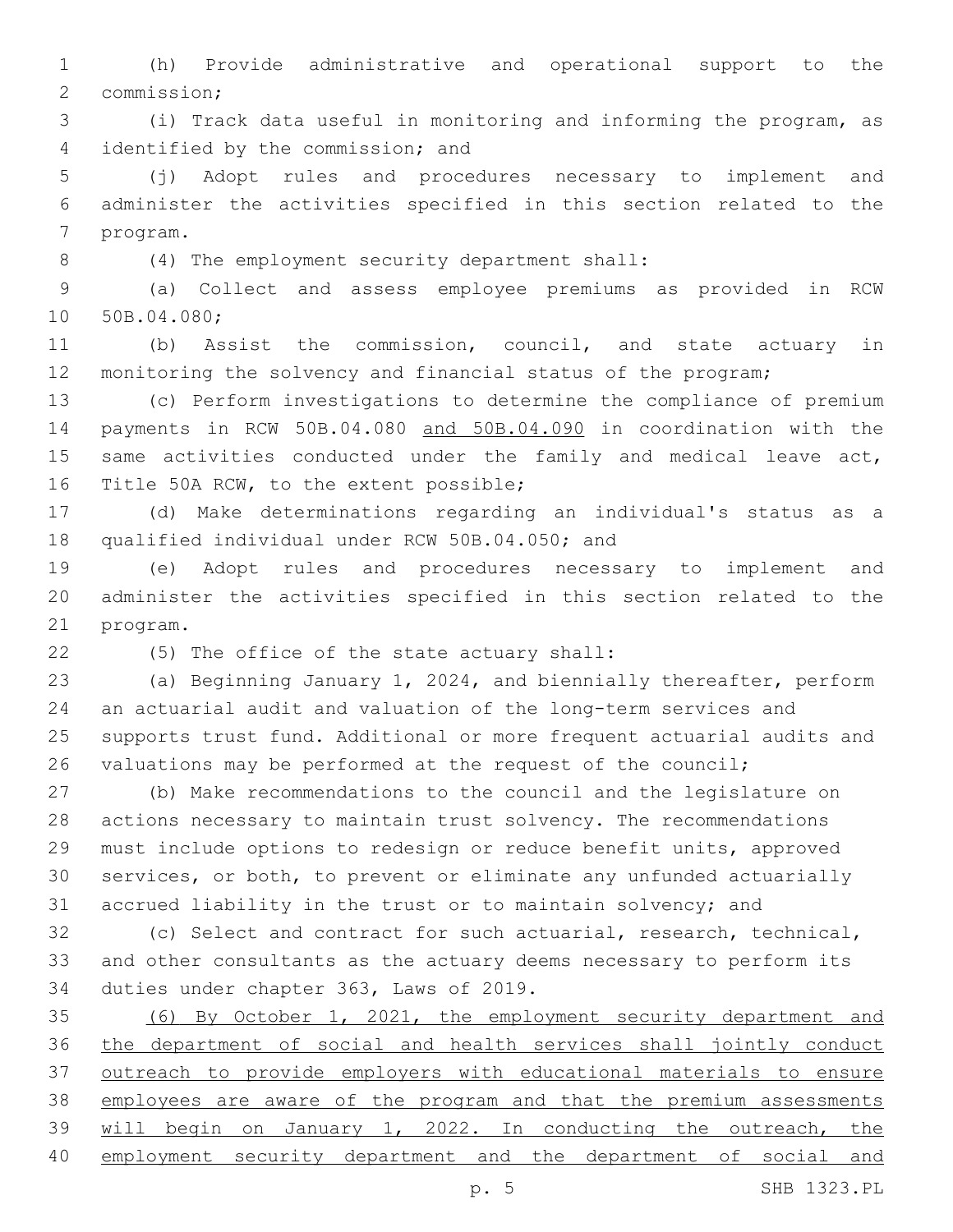(h) Provide administrative and operational support to the commission;

(i) Track data useful in monitoring and informing the program, as identified by the commission; and

(j) Adopt rules and procedures necessary to implement and administer the activities specified in this section related to the program.

(4) The employment security department shall:

(a) Collect and assess employee premiums as provided in RCW 50B.04.080;

(b) Assist the commission, council, and state actuary in monitoring the solvency and financial status of the program;

(c) Perform investigations to determine the compliance of premium payments in RCW 50B.04.080 and 50B.04.090 in coordination with the same activities conducted under the family and medical leave act, Title 50A RCW, to the extent possible;

(d) Make determinations regarding an individual's status as a qualified individual under RCW 50B.04.050; and

(e) Adopt rules and procedures necessary to implement and administer the activities specified in this section related to the program.

(5) The office of the state actuary shall:

(a) Beginning January 1, 2024, and biennially thereafter, perform an actuarial audit and valuation of the long-term services and supports trust fund. Additional or more frequent actuarial audits and valuations may be performed at the request of the council;

(b) Make recommendations to the council and the legislature on actions necessary to maintain trust solvency. The recommendations must include options to redesign or reduce benefit units, approved services, or both, to prevent or eliminate any unfunded actuarially accrued liability in the trust or to maintain solvency; and

(c) Select and contract for such actuarial, research, technical, and other consultants as the actuary deems necessary to perform its duties under chapter 363, Laws of 2019.

(6) By October 1, 2021, the employment security department and the department of social and health services shall jointly conduct outreach to provide employers with educational materials to ensure employees are aware of the program and that the premium assessments will begin on January 1, 2022. In conducting the outreach, the employment security department and the department of social and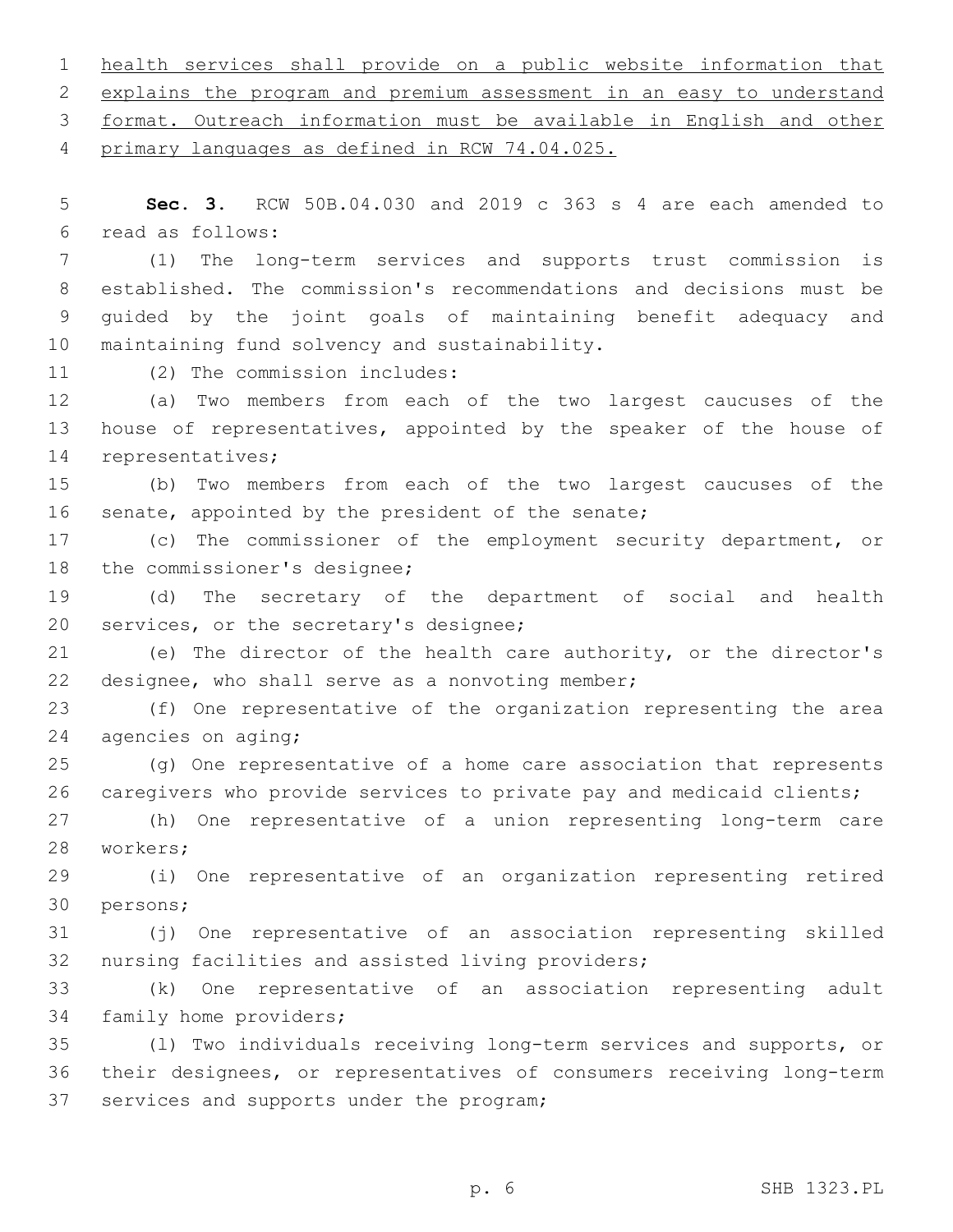health services shall provide on a public website information that explains the program and premium assessment in an easy to understand format. Outreach information must be available in English and other primary languages as defined in RCW 74.04.025.

**Sec. 3.** RCW 50B.04.030 and 2019 c 363 s 4 are each amended to read as follows:

(1) The long-term services and supports trust commission is established. The commission's recommendations and decisions must be guided by the joint goals of maintaining benefit adequacy and maintaining fund solvency and sustainability.

(2) The commission includes:

(a) Two members from each of the two largest caucuses of the house of representatives, appointed by the speaker of the house of representatives;

(b) Two members from each of the two largest caucuses of the senate, appointed by the president of the senate;

(c) The commissioner of the employment security department, or the commissioner's designee;

(d) The secretary of the department of social and health services, or the secretary's designee;

(e) The director of the health care authority, or the director's designee, who shall serve as a nonvoting member;

(f) One representative of the organization representing the area agencies on aging;

(g) One representative of a home care association that represents caregivers who provide services to private pay and medicaid clients;

(h) One representative of a union representing long-term care workers;

(i) One representative of an organization representing retired persons;

(j) One representative of an association representing skilled nursing facilities and assisted living providers;

(k) One representative of an association representing adult family home providers;

(l) Two individuals receiving long-term services and supports, or their designees, or representatives of consumers receiving long-term services and supports under the program;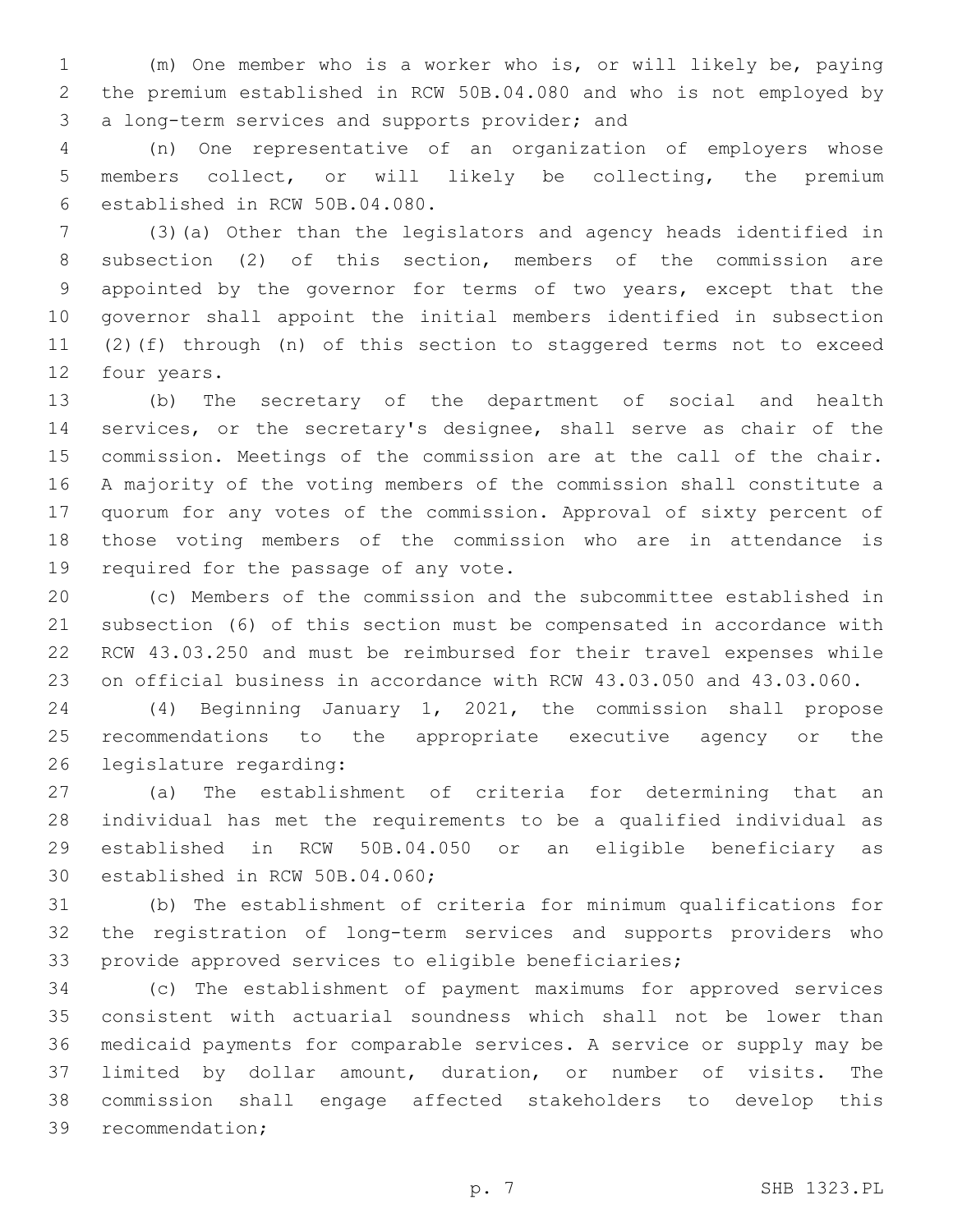(m) One member who is a worker who is, or will likely be, paying the premium established in RCW 50B.04.080 and who is not employed by a long-term services and supports provider; and

(n) One representative of an organization of employers whose members collect, or will likely be collecting, the premium established in RCW 50B.04.080.

(3)(a) Other than the legislators and agency heads identified in subsection (2) of this section, members of the commission are appointed by the governor for terms of two years, except that the governor shall appoint the initial members identified in subsection (2)(f) through (n) of this section to staggered terms not to exceed four years.

(b) The secretary of the department of social and health services, or the secretary's designee, shall serve as chair of the commission. Meetings of the commission are at the call of the chair. A majority of the voting members of the commission shall constitute a quorum for any votes of the commission. Approval of sixty percent of those voting members of the commission who are in attendance is required for the passage of any vote.

(c) Members of the commission and the subcommittee established in subsection (6) of this section must be compensated in accordance with RCW 43.03.250 and must be reimbursed for their travel expenses while on official business in accordance with RCW 43.03.050 and 43.03.060.

(4) Beginning January 1, 2021, the commission shall propose recommendations to the appropriate executive agency or the legislature regarding:

(a) The establishment of criteria for determining that an individual has met the requirements to be a qualified individual as established in RCW 50B.04.050 or an eligible beneficiary as established in RCW 50B.04.060;

(b) The establishment of criteria for minimum qualifications for the registration of long-term services and supports providers who provide approved services to eligible beneficiaries;

(c) The establishment of payment maximums for approved services consistent with actuarial soundness which shall not be lower than medicaid payments for comparable services. A service or supply may be limited by dollar amount, duration, or number of visits. The commission shall engage affected stakeholders to develop this recommendation;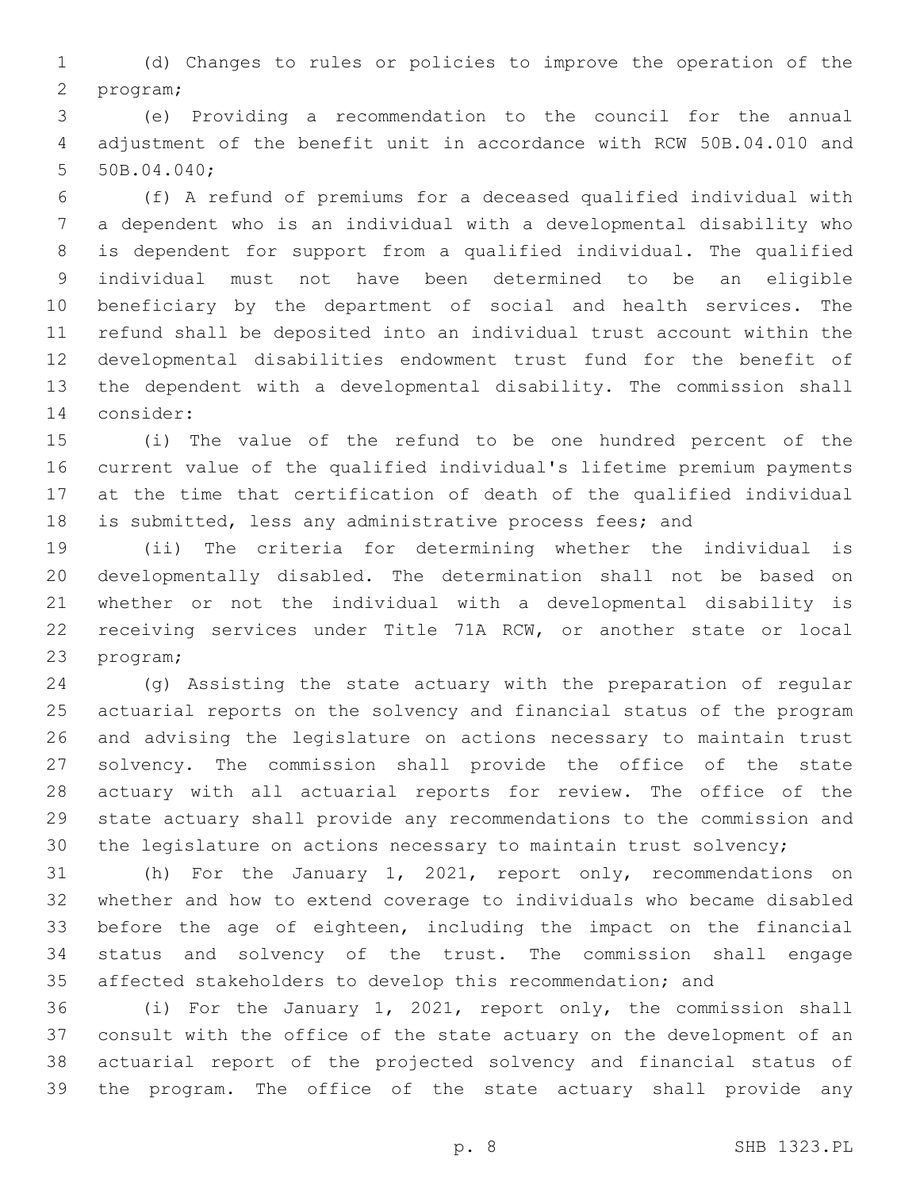(d) Changes to rules or policies to improve the operation of the program;

(e) Providing a recommendation to the council for the annual adjustment of the benefit unit in accordance with RCW 50B.04.010 and 50B.04.040;

(f) A refund of premiums for a deceased qualified individual with a dependent who is an individual with a developmental disability who is dependent for support from a qualified individual. The qualified individual must not have been determined to be an eligible beneficiary by the department of social and health services. The refund shall be deposited into an individual trust account within the developmental disabilities endowment trust fund for the benefit of the dependent with a developmental disability. The commission shall consider:

(i) The value of the refund to be one hundred percent of the current value of the qualified individual's lifetime premium payments at the time that certification of death of the qualified individual is submitted, less any administrative process fees; and

(ii) The criteria for determining whether the individual is developmentally disabled. The determination shall not be based on whether or not the individual with a developmental disability is receiving services under Title 71A RCW, or another state or local program;

(g) Assisting the state actuary with the preparation of regular actuarial reports on the solvency and financial status of the program and advising the legislature on actions necessary to maintain trust solvency. The commission shall provide the office of the state actuary with all actuarial reports for review. The office of the state actuary shall provide any recommendations to the commission and the legislature on actions necessary to maintain trust solvency;

(h) For the January 1, 2021, report only, recommendations on whether and how to extend coverage to individuals who became disabled before the age of eighteen, including the impact on the financial status and solvency of the trust. The commission shall engage affected stakeholders to develop this recommendation; and

(i) For the January 1, 2021, report only, the commission shall consult with the office of the state actuary on the development of an actuarial report of the projected solvency and financial status of the program. The office of the state actuary shall provide any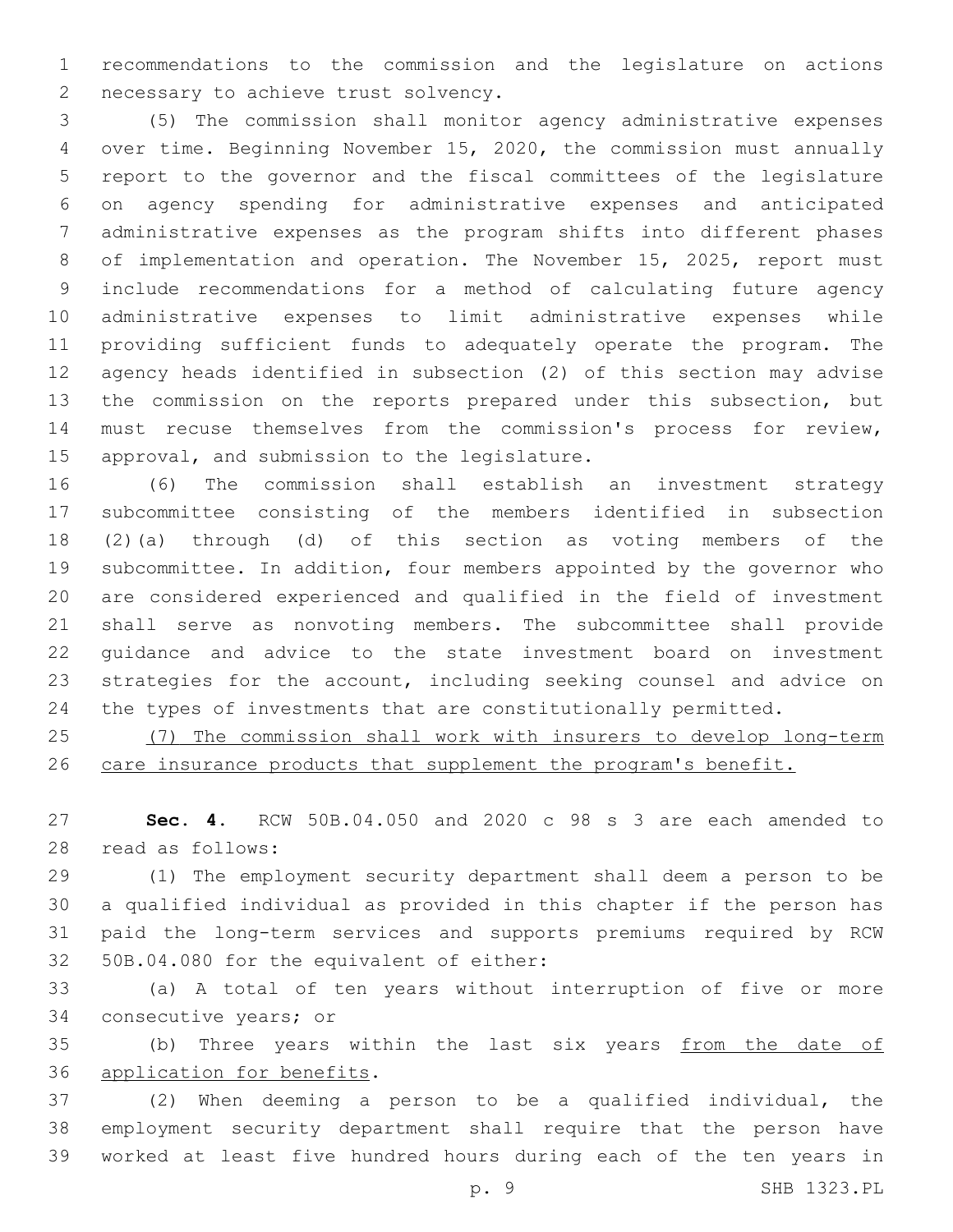recommendations to the commission and the legislature on actions necessary to achieve trust solvency.

(5) The commission shall monitor agency administrative expenses over time. Beginning November 15, 2020, the commission must annually report to the governor and the fiscal committees of the legislature on agency spending for administrative expenses and anticipated administrative expenses as the program shifts into different phases of implementation and operation. The November 15, 2025, report must include recommendations for a method of calculating future agency administrative expenses to limit administrative expenses while providing sufficient funds to adequately operate the program. The agency heads identified in subsection (2) of this section may advise the commission on the reports prepared under this subsection, but must recuse themselves from the commission's process for review, approval, and submission to the legislature.

(6) The commission shall establish an investment strategy subcommittee consisting of the members identified in subsection (2)(a) through (d) of this section as voting members of the subcommittee. In addition, four members appointed by the governor who are considered experienced and qualified in the field of investment shall serve as nonvoting members. The subcommittee shall provide guidance and advice to the state investment board on investment strategies for the account, including seeking counsel and advice on the types of investments that are constitutionally permitted.

<u>(7) The commission shall work with insurers to develop long-term care insurance products that supplement the program's benefit.</u>

**Sec. 4.** RCW 50B.04.050 and 2020 c 98 s 3 are each amended to read as follows:

(1) The employment security department shall deem a person to be a qualified individual as provided in this chapter if the person has paid the long-term services and supports premiums required by RCW 50B.04.080 for the equivalent of either:

(a) A total of ten years without interruption of five or more consecutive years; or

(b) Three years within the last six years <u>from the date of application for benefits</u>.

(2) When deeming a person to be a qualified individual, the employment security department shall require that the person have worked at least five hundred hours during each of the ten years in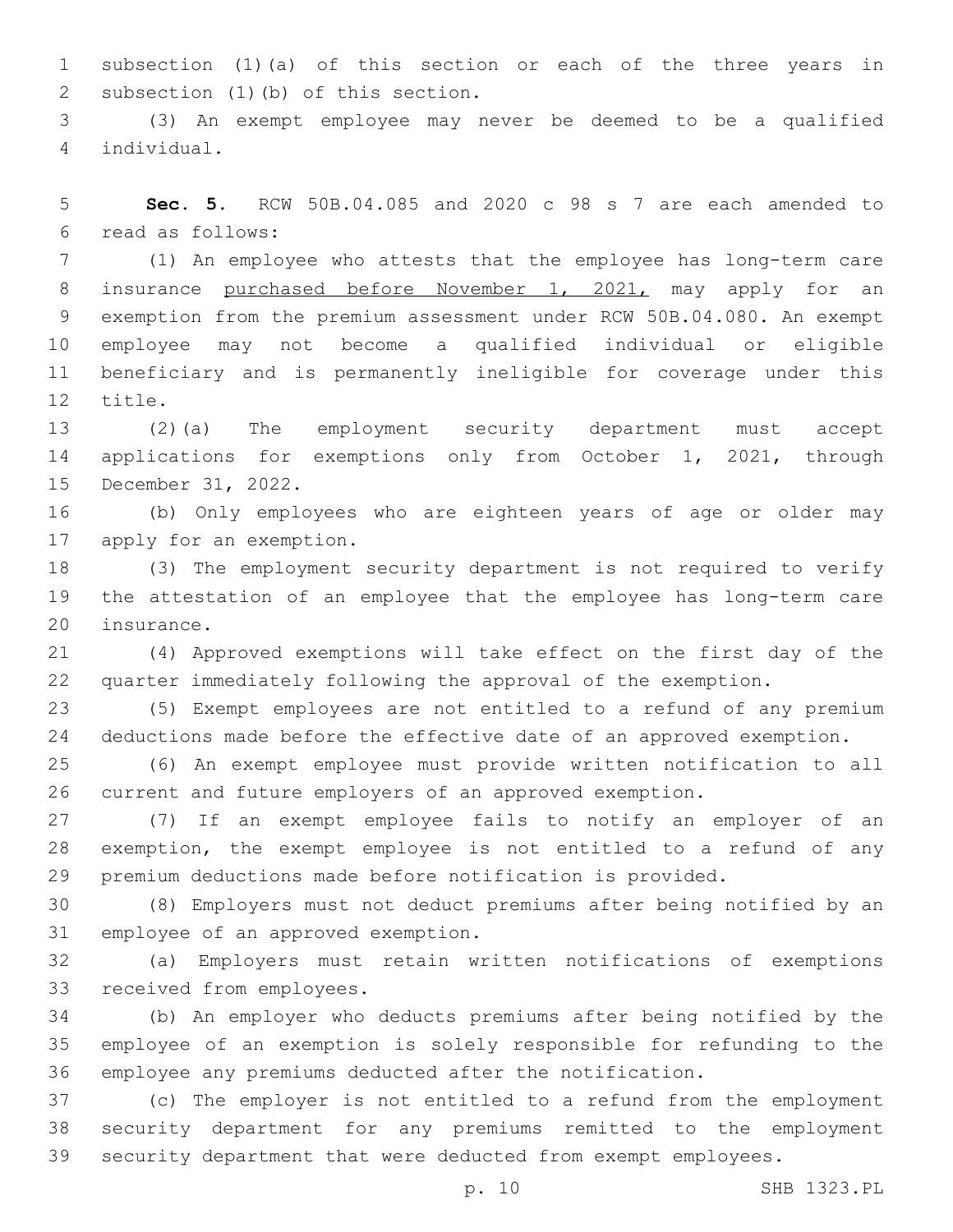subsection (1)(a) of this section or each of the three years in subsection (1)(b) of this section.

(3) An exempt employee may never be deemed to be a qualified individual.

**Sec. 5.** RCW 50B.04.085 and 2020 c 98 s 7 are each amended to read as follows:

(1) An employee who attests that the employee has long-term care insurance <u>purchased before November 1, 2021,</u> may apply for an exemption from the premium assessment under RCW 50B.04.080. An exempt employee may not become a qualified individual or eligible beneficiary and is permanently ineligible for coverage under this title.

(2)(a) The employment security department must accept applications for exemptions only from October 1, 2021, through December 31, 2022.

(b) Only employees who are eighteen years of age or older may apply for an exemption.

(3) The employment security department is not required to verify the attestation of an employee that the employee has long-term care insurance.

(4) Approved exemptions will take effect on the first day of the quarter immediately following the approval of the exemption.

(5) Exempt employees are not entitled to a refund of any premium deductions made before the effective date of an approved exemption.

(6) An exempt employee must provide written notification to all current and future employers of an approved exemption.

(7) If an exempt employee fails to notify an employer of an exemption, the exempt employee is not entitled to a refund of any premium deductions made before notification is provided.

(8) Employers must not deduct premiums after being notified by an employee of an approved exemption.

(a) Employers must retain written notifications of exemptions received from employees.

(b) An employer who deducts premiums after being notified by the employee of an exemption is solely responsible for refunding to the employee any premiums deducted after the notification.

(c) The employer is not entitled to a refund from the employment security department for any premiums remitted to the employment security department that were deducted from exempt employees.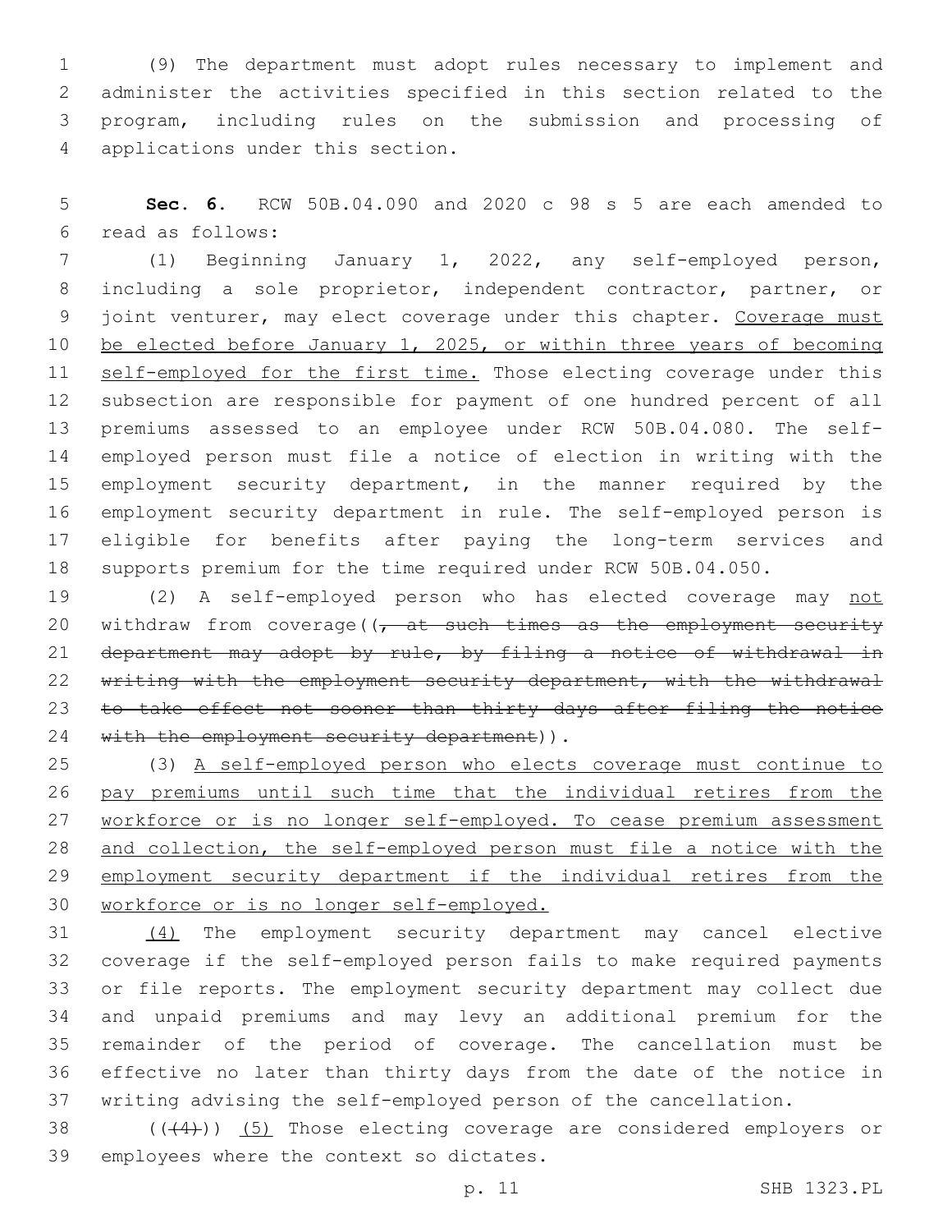(9) The department must adopt rules necessary to implement and administer the activities specified in this section related to the program, including rules on the submission and processing of applications under this section.

**Sec. 6.** RCW 50B.04.090 and 2020 c 98 s 5 are each amended to read as follows:

(1) Beginning January 1, 2022, any self-employed person, including a sole proprietor, independent contractor, partner, or joint venturer, may elect coverage under this chapter. <u>Coverage must be elected before January 1, 2025, or within three years of becoming self-employed for the first time.</u> Those electing coverage under this subsection are responsible for payment of one hundred percent of all premiums assessed to an employee under RCW 50B.04.080. The self-employed person must file a notice of election in writing with the employment security department, in the manner required by the employment security department in rule. The self-employed person is eligible for benefits after paying the long-term services and supports premium for the time required under RCW 50B.04.050.

(2) A self-employed person who has elected coverage may <u>not</u> withdraw from coverage((~~, at such times as the employment security department may adopt by rule, by filing a notice of withdrawal in writing with the employment security department, with the withdrawal to take effect not sooner than thirty days after filing the notice with the employment security department~~)).

(3) <u>A self-employed person who elects coverage must continue to pay premiums until such time that the individual retires from the workforce or is no longer self-employed. To cease premium assessment and collection, the self-employed person must file a notice with the employment security department if the individual retires from the workforce or is no longer self-employed.</u>

<u>(4)</u> The employment security department may cancel elective coverage if the self-employed person fails to make required payments or file reports. The employment security department may collect due and unpaid premiums and may levy an additional premium for the remainder of the period of coverage. The cancellation must be effective no later than thirty days from the date of the notice in writing advising the self-employed person of the cancellation.

((~~(4)~~)) <u>(5)</u> Those electing coverage are considered employers or employees where the context so dictates.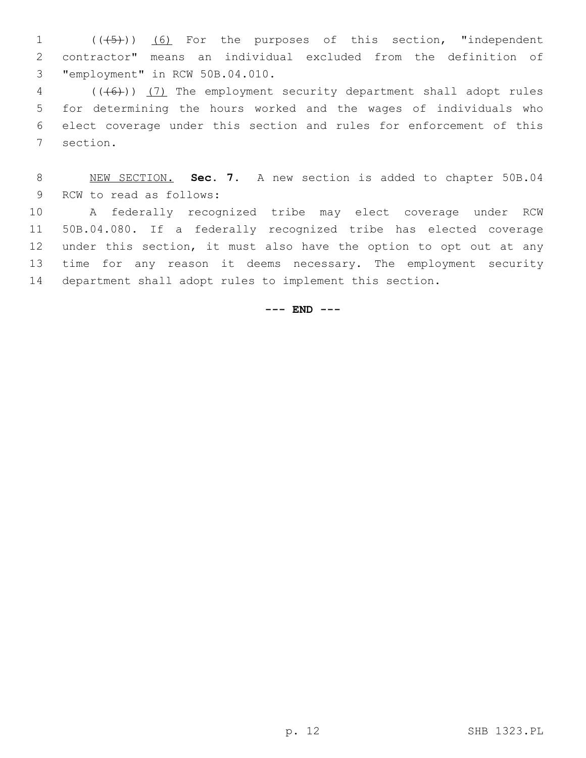(((5))) (6) For the purposes of this section, "independent contractor" means an individual excluded from the definition of "employment" in RCW 50B.04.010.

(((6))) (7) The employment security department shall adopt rules for determining the hours worked and the wages of individuals who elect coverage under this section and rules for enforcement of this section.

NEW SECTION. **Sec. 7.** A new section is added to chapter 50B.04 RCW to read as follows:

A federally recognized tribe may elect coverage under RCW 50B.04.080. If a federally recognized tribe has elected coverage under this section, it must also have the option to opt out at any time for any reason it deems necessary. The employment security department shall adopt rules to implement this section.

**--- END ---**